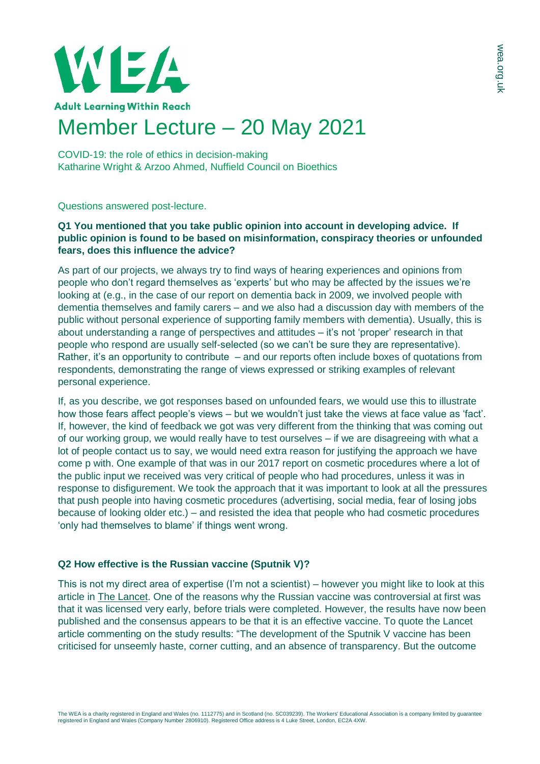WEA

Adult Learning Within Reach

# Member Lecture – 20 May 2021

COVID-19: the role of ethics in decision-making
Katharine Wright & Arzoo Ahmed, Nuffield Council on Bioethics

Questions answered post-lecture.

**Q1 You mentioned that you take public opinion into account in developing advice. If public opinion is found to be based on misinformation, conspiracy theories or unfounded fears, does this influence the advice?**

As part of our projects, we always try to find ways of hearing experiences and opinions from people who don't regard themselves as 'experts' but who may be affected by the issues we're looking at (e.g., in the case of our report on dementia back in 2009, we involved people with dementia themselves and family carers – and we also had a discussion day with members of the public without personal experience of supporting family members with dementia). Usually, this is about understanding a range of perspectives and attitudes – it's not 'proper' research in that people who respond are usually self-selected (so we can't be sure they are representative). Rather, it's an opportunity to contribute – and our reports often include boxes of quotations from respondents, demonstrating the range of views expressed or striking examples of relevant personal experience.

If, as you describe, we got responses based on unfounded fears, we would use this to illustrate how those fears affect people's views – but we wouldn't just take the views at face value as 'fact'. If, however, the kind of feedback we got was very different from the thinking that was coming out of our working group, we would really have to test ourselves – if we are disagreeing with what a lot of people contact us to say, we would need extra reason for justifying the approach we have come p with. One example of that was in our 2017 report on cosmetic procedures where a lot of the public input we received was very critical of people who had procedures, unless it was in response to disfigurement. We took the approach that it was important to look at all the pressures that push people into having cosmetic procedures (advertising, social media, fear of losing jobs because of looking older etc.) – and resisted the idea that people who had cosmetic procedures 'only had themselves to blame' if things went wrong.

**Q2 How effective is the Russian vaccine (Sputnik V)?**

This is not my direct area of expertise (I'm not a scientist) – however you might like to look at this article in The Lancet. One of the reasons why the Russian vaccine was controversial at first was that it was licensed very early, before trials were completed. However, the results have now been published and the consensus appears to be that it is an effective vaccine. To quote the Lancet article commenting on the study results: "The development of the Sputnik V vaccine has been criticised for unseemly haste, corner cutting, and an absence of transparency. But the outcome

The WEA is a charity registered in England and Wales (no. 1112775) and in Scotland (no. SC039239). The Workers' Educational Association is a company limited by guarantee registered in England and Wales (Company Number 2806910). Registered Office address is 4 Luke Street, London, EC2A 4XW.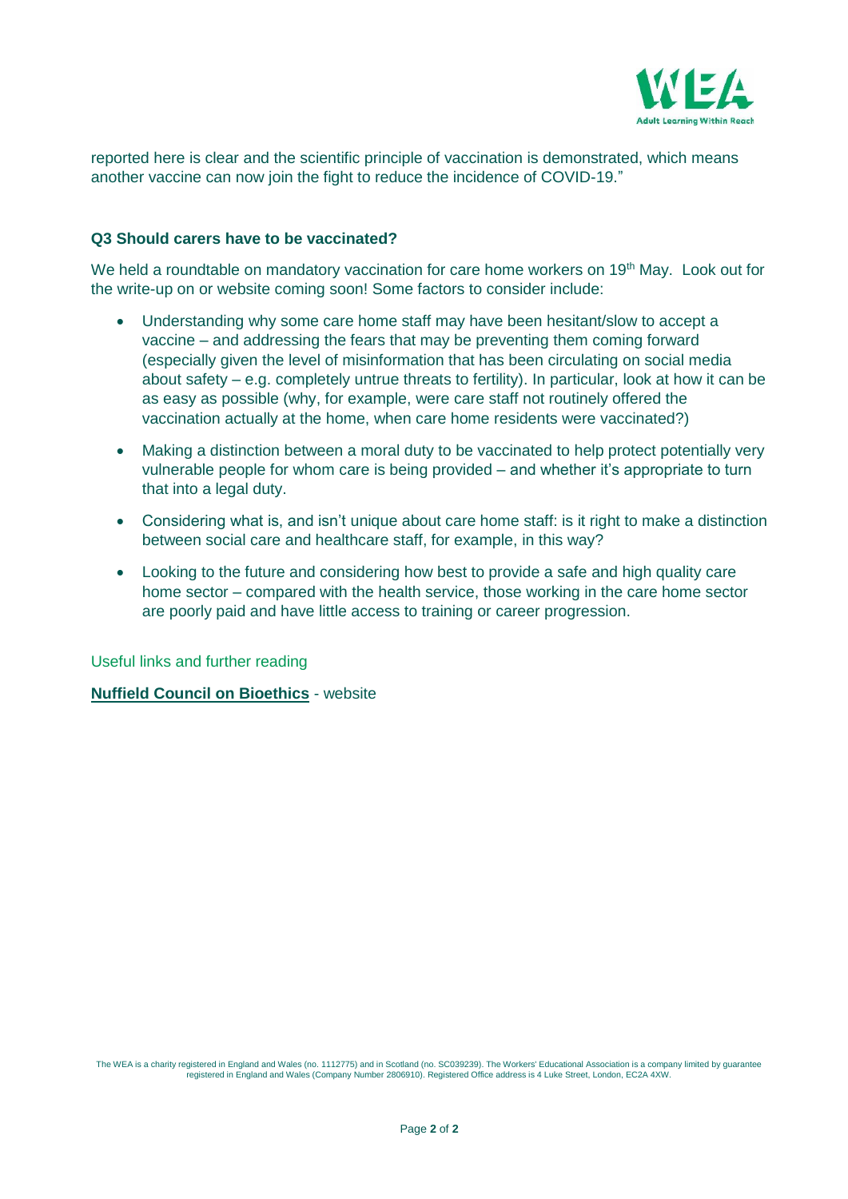reported here is clear and the scientific principle of vaccination is demonstrated, which means another vaccine can now join the fight to reduce the incidence of COVID-19."

### Q3 Should carers have to be vaccinated?

We held a roundtable on mandatory vaccination for care home workers on 19th May. Look out for the write-up on or website coming soon! Some factors to consider include:

- Understanding why some care home staff may have been hesitant/slow to accept a vaccine – and addressing the fears that may be preventing them coming forward (especially given the level of misinformation that has been circulating on social media about safety – e.g. completely untrue threats to fertility). In particular, look at how it can be as easy as possible (why, for example, were care staff not routinely offered the vaccination actually at the home, when care home residents were vaccinated?)
- Making a distinction between a moral duty to be vaccinated to help protect potentially very vulnerable people for whom care is being provided – and whether it's appropriate to turn that into a legal duty.
- Considering what is, and isn't unique about care home staff: is it right to make a distinction between social care and healthcare staff, for example, in this way?
- Looking to the future and considering how best to provide a safe and high quality care home sector – compared with the health service, those working in the care home sector are poorly paid and have little access to training or career progression.

Useful links and further reading

**Nuffield Council on Bioethics** - website

The WEA is a charity registered in England and Wales (no. 1112775) and in Scotland (no. SC039239). The Workers' Educational Association is a company limited by guarantee registered in England and Wales (Company Number 2806910). Registered Office address is 4 Luke Street, London, EC2A 4XW.